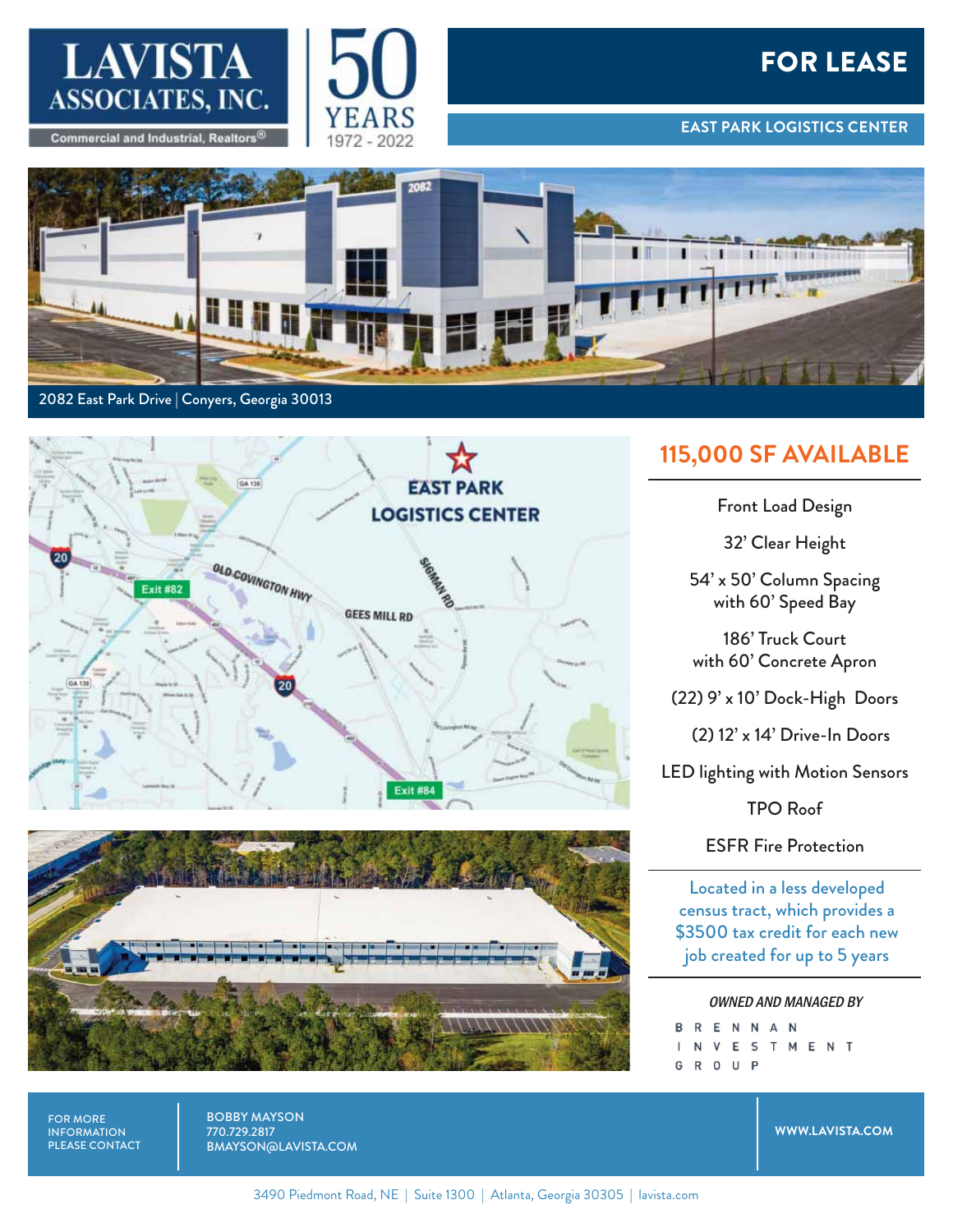LAVISTA ASSOCIATES, INC.
Commercial and Industrial, Realtors®

50 YEARS 1972 - 2022

# FOR LEASE

## EAST PARK LOGISTICS CENTER

2082 East Park Drive | Conyers, Georgia 30013

## 115,000 SF AVAILABLE

Front Load Design

32' Clear Height

54' x 50' Column Spacing with 60' Speed Bay

186' Truck Court with 60' Concrete Apron

(22) 9' x 10' Dock-High Doors

(2) 12' x 14' Drive-In Doors

LED lighting with Motion Sensors

TPO Roof

ESFR Fire Protection

Located in a less developed census tract, which provides a $3500 tax credit for each new job created for up to 5 years

*OWNED AND MANAGED BY*

BRENNAN INVESTMENT GROUP

FOR MORE INFORMATION PLEASE CONTACT

BOBBY MAYSON
770.729.2817
BMAYSON@LAVISTA.COM

WWW.LAVISTA.COM

3490 Piedmont Road, NE | Suite 1300 | Atlanta, Georgia 30305 | lavista.com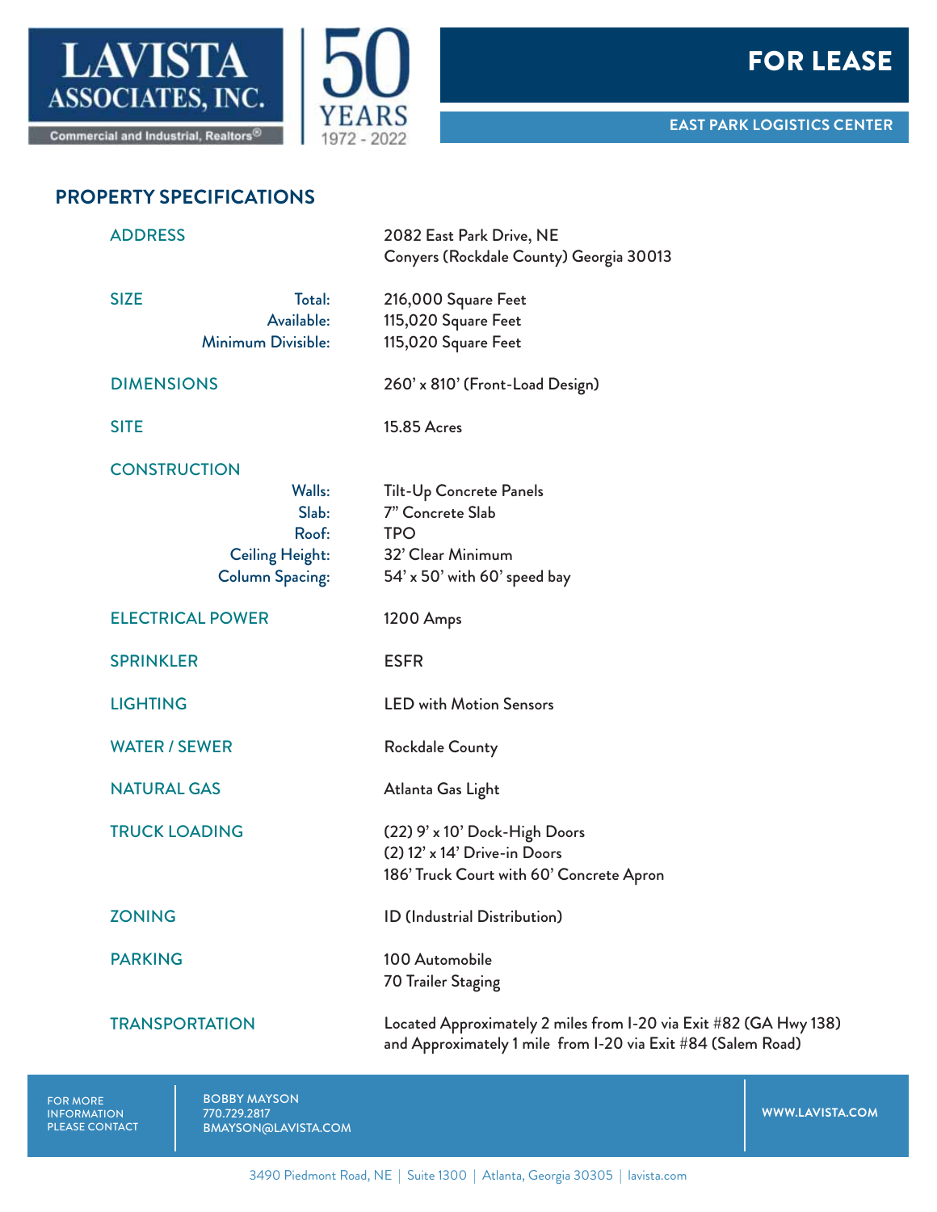LAVISTA ASSOCIATES, INC.
Commercial and Industrial, Realtors®

50 YEARS 1972 - 2022

# FOR LEASE

**EAST PARK LOGISTICS CENTER**

## PROPERTY SPECIFICATIONS

| | | |
|---|---|---|
| ADDRESS | | 2082 East Park Drive, NE<br>Conyers (Rockdale County) Georgia 30013 |
| SIZE | Total: | 216,000 Square Feet |
| | Available: | 115,020 Square Feet |
| | Minimum Divisible: | 115,020 Square Feet |
| DIMENSIONS | | 260' x 810' (Front-Load Design) |
| SITE | | 15.85 Acres |
| CONSTRUCTION | Walls: | Tilt-Up Concrete Panels |
| | Slab: | 7" Concrete Slab |
| | Roof: | TPO |
| | Ceiling Height: | 32' Clear Minimum |
| | Column Spacing: | 54' x 50' with 60' speed bay |
| ELECTRICAL POWER | | 1200 Amps |
| SPRINKLER | | ESFR |
| LIGHTING | | LED with Motion Sensors |
| WATER / SEWER | | Rockdale County |
| NATURAL GAS | | Atlanta Gas Light |
| TRUCK LOADING | | (22) 9' x 10' Dock-High Doors<br>(2) 12' x 14' Drive-in Doors<br>186' Truck Court with 60' Concrete Apron |
| ZONING | | ID (Industrial Distribution) |
| PARKING | | 100 Automobile<br>70 Trailer Staging |
| TRANSPORTATION | | Located Approximately 2 miles from I-20 via Exit #82 (GA Hwy 138) and Approximately 1 mile from I-20 via Exit #84 (Salem Road) |

FOR MORE INFORMATION PLEASE CONTACT

BOBBY MAYSON
770.729.2817
BMAYSON@LAVISTA.COM

WWW.LAVISTA.COM

3490 Piedmont Road, NE | Suite 1300 | Atlanta, Georgia 30305 | lavista.com